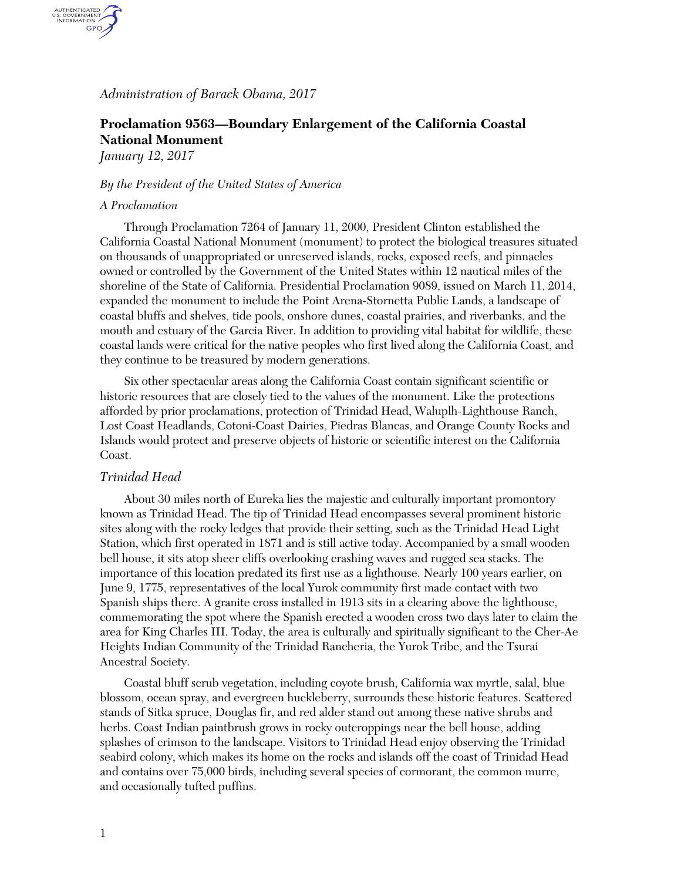*Administration of Barack Obama, 2017*

## Proclamation 9563—Boundary Enlargement of the California Coastal National Monument

*January 12, 2017*

*By the President of the United States of America*

*A Proclamation*

Through Proclamation 7264 of January 11, 2000, President Clinton established the California Coastal National Monument (monument) to protect the biological treasures situated on thousands of unappropriated or unreserved islands, rocks, exposed reefs, and pinnacles owned or controlled by the Government of the United States within 12 nautical miles of the shoreline of the State of California. Presidential Proclamation 9089, issued on March 11, 2014, expanded the monument to include the Point Arena-Stornetta Public Lands, a landscape of coastal bluffs and shelves, tide pools, onshore dunes, coastal prairies, and riverbanks, and the mouth and estuary of the Garcia River. In addition to providing vital habitat for wildlife, these coastal lands were critical for the native peoples who first lived along the California Coast, and they continue to be treasured by modern generations.

Six other spectacular areas along the California Coast contain significant scientific or historic resources that are closely tied to the values of the monument. Like the protections afforded by prior proclamations, protection of Trinidad Head, Waluplh-Lighthouse Ranch, Lost Coast Headlands, Cotoni-Coast Dairies, Piedras Blancas, and Orange County Rocks and Islands would protect and preserve objects of historic or scientific interest on the California Coast.

### *Trinidad Head*

About 30 miles north of Eureka lies the majestic and culturally important promontory known as Trinidad Head. The tip of Trinidad Head encompasses several prominent historic sites along with the rocky ledges that provide their setting, such as the Trinidad Head Light Station, which first operated in 1871 and is still active today. Accompanied by a small wooden bell house, it sits atop sheer cliffs overlooking crashing waves and rugged sea stacks. The importance of this location predated its first use as a lighthouse. Nearly 100 years earlier, on June 9, 1775, representatives of the local Yurok community first made contact with two Spanish ships there. A granite cross installed in 1913 sits in a clearing above the lighthouse, commemorating the spot where the Spanish erected a wooden cross two days later to claim the area for King Charles III. Today, the area is culturally and spiritually significant to the Cher-Ae Heights Indian Community of the Trinidad Rancheria, the Yurok Tribe, and the Tsurai Ancestral Society.

Coastal bluff scrub vegetation, including coyote brush, California wax myrtle, salal, blue blossom, ocean spray, and evergreen huckleberry, surrounds these historic features. Scattered stands of Sitka spruce, Douglas fir, and red alder stand out among these native shrubs and herbs. Coast Indian paintbrush grows in rocky outcroppings near the bell house, adding splashes of crimson to the landscape. Visitors to Trinidad Head enjoy observing the Trinidad seabird colony, which makes its home on the rocks and islands off the coast of Trinidad Head and contains over 75,000 birds, including several species of cormorant, the common murre, and occasionally tufted puffins.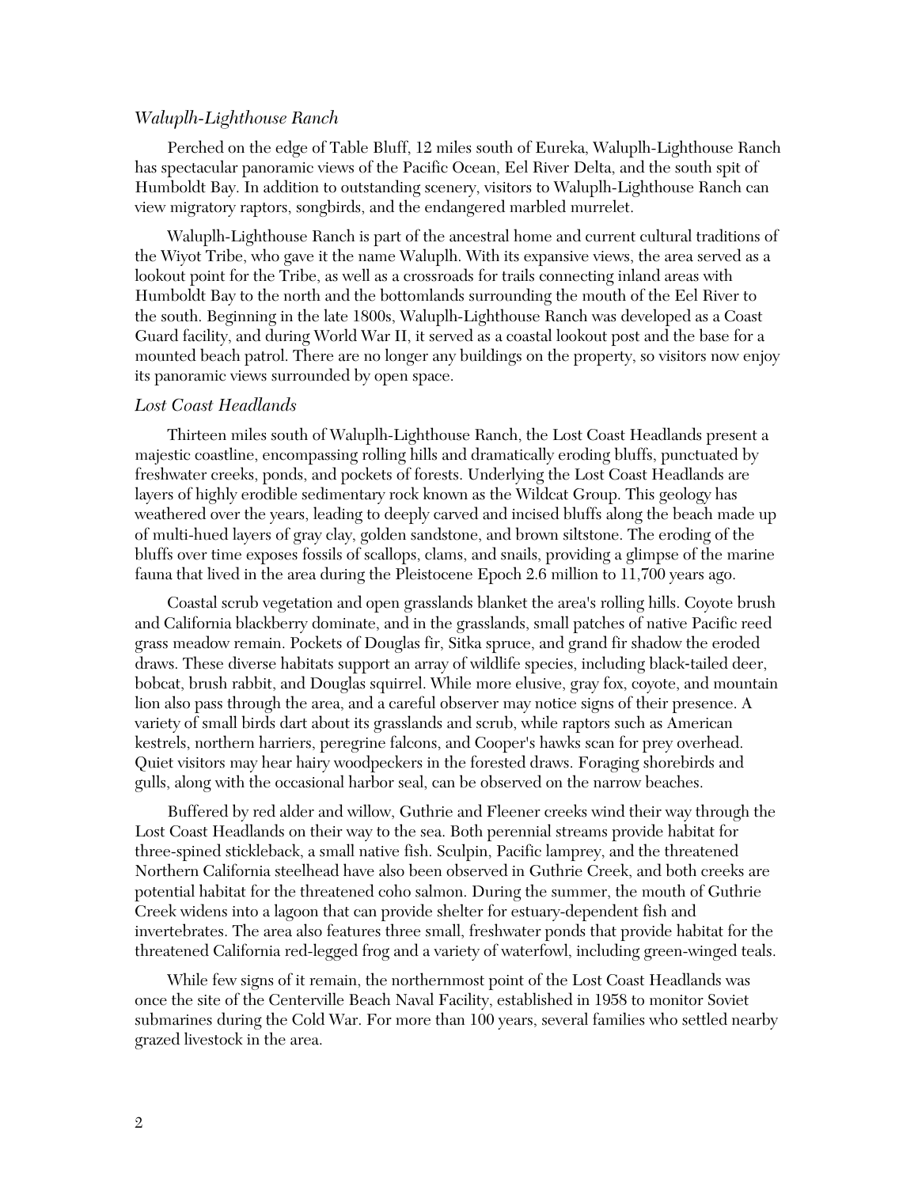*Waluplh-Lighthouse Ranch*

Perched on the edge of Table Bluff, 12 miles south of Eureka, Waluplh-Lighthouse Ranch has spectacular panoramic views of the Pacific Ocean, Eel River Delta, and the south spit of Humboldt Bay. In addition to outstanding scenery, visitors to Waluplh-Lighthouse Ranch can view migratory raptors, songbirds, and the endangered marbled murrelet.

Waluplh-Lighthouse Ranch is part of the ancestral home and current cultural traditions of the Wiyot Tribe, who gave it the name Waluplh. With its expansive views, the area served as a lookout point for the Tribe, as well as a crossroads for trails connecting inland areas with Humboldt Bay to the north and the bottomlands surrounding the mouth of the Eel River to the south. Beginning in the late 1800s, Waluplh-Lighthouse Ranch was developed as a Coast Guard facility, and during World War II, it served as a coastal lookout post and the base for a mounted beach patrol. There are no longer any buildings on the property, so visitors now enjoy its panoramic views surrounded by open space.

*Lost Coast Headlands*

Thirteen miles south of Waluplh-Lighthouse Ranch, the Lost Coast Headlands present a majestic coastline, encompassing rolling hills and dramatically eroding bluffs, punctuated by freshwater creeks, ponds, and pockets of forests. Underlying the Lost Coast Headlands are layers of highly erodible sedimentary rock known as the Wildcat Group. This geology has weathered over the years, leading to deeply carved and incised bluffs along the beach made up of multi-hued layers of gray clay, golden sandstone, and brown siltstone. The eroding of the bluffs over time exposes fossils of scallops, clams, and snails, providing a glimpse of the marine fauna that lived in the area during the Pleistocene Epoch 2.6 million to 11,700 years ago.

Coastal scrub vegetation and open grasslands blanket the area's rolling hills. Coyote brush and California blackberry dominate, and in the grasslands, small patches of native Pacific reed grass meadow remain. Pockets of Douglas fir, Sitka spruce, and grand fir shadow the eroded draws. These diverse habitats support an array of wildlife species, including black-tailed deer, bobcat, brush rabbit, and Douglas squirrel. While more elusive, gray fox, coyote, and mountain lion also pass through the area, and a careful observer may notice signs of their presence. A variety of small birds dart about its grasslands and scrub, while raptors such as American kestrels, northern harriers, peregrine falcons, and Cooper's hawks scan for prey overhead. Quiet visitors may hear hairy woodpeckers in the forested draws. Foraging shorebirds and gulls, along with the occasional harbor seal, can be observed on the narrow beaches.

Buffered by red alder and willow, Guthrie and Fleener creeks wind their way through the Lost Coast Headlands on their way to the sea. Both perennial streams provide habitat for three-spined stickleback, a small native fish. Sculpin, Pacific lamprey, and the threatened Northern California steelhead have also been observed in Guthrie Creek, and both creeks are potential habitat for the threatened coho salmon. During the summer, the mouth of Guthrie Creek widens into a lagoon that can provide shelter for estuary-dependent fish and invertebrates. The area also features three small, freshwater ponds that provide habitat for the threatened California red-legged frog and a variety of waterfowl, including green-winged teals.

While few signs of it remain, the northernmost point of the Lost Coast Headlands was once the site of the Centerville Beach Naval Facility, established in 1958 to monitor Soviet submarines during the Cold War. For more than 100 years, several families who settled nearby grazed livestock in the area.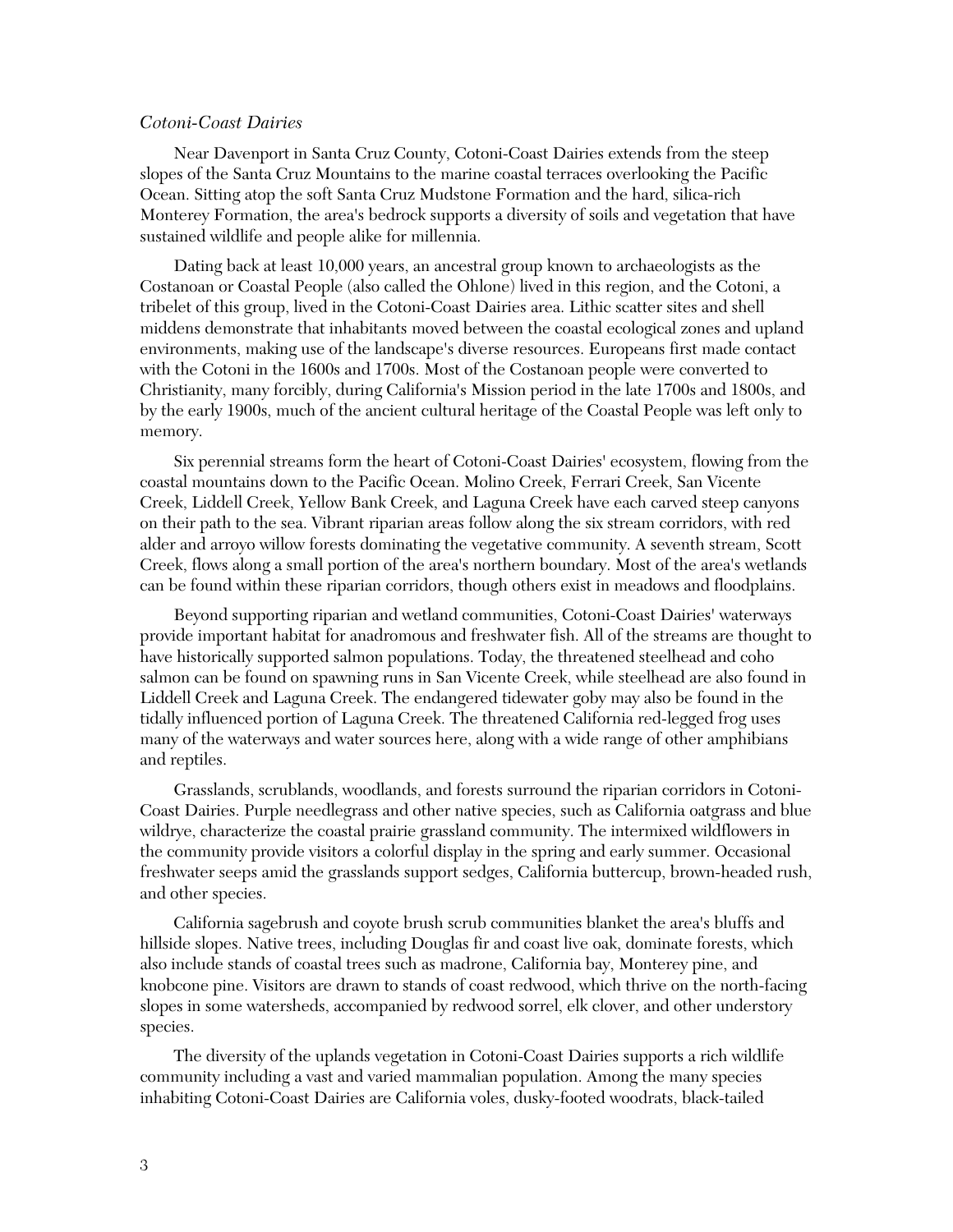*Cotoni-Coast Dairies*

Near Davenport in Santa Cruz County, Cotoni-Coast Dairies extends from the steep slopes of the Santa Cruz Mountains to the marine coastal terraces overlooking the Pacific Ocean. Sitting atop the soft Santa Cruz Mudstone Formation and the hard, silica-rich Monterey Formation, the area's bedrock supports a diversity of soils and vegetation that have sustained wildlife and people alike for millennia.

Dating back at least 10,000 years, an ancestral group known to archaeologists as the Costanoan or Coastal People (also called the Ohlone) lived in this region, and the Cotoni, a tribelet of this group, lived in the Cotoni-Coast Dairies area. Lithic scatter sites and shell middens demonstrate that inhabitants moved between the coastal ecological zones and upland environments, making use of the landscape's diverse resources. Europeans first made contact with the Cotoni in the 1600s and 1700s. Most of the Costanoan people were converted to Christianity, many forcibly, during California's Mission period in the late 1700s and 1800s, and by the early 1900s, much of the ancient cultural heritage of the Coastal People was left only to memory.

Six perennial streams form the heart of Cotoni-Coast Dairies' ecosystem, flowing from the coastal mountains down to the Pacific Ocean. Molino Creek, Ferrari Creek, San Vicente Creek, Liddell Creek, Yellow Bank Creek, and Laguna Creek have each carved steep canyons on their path to the sea. Vibrant riparian areas follow along the six stream corridors, with red alder and arroyo willow forests dominating the vegetative community. A seventh stream, Scott Creek, flows along a small portion of the area's northern boundary. Most of the area's wetlands can be found within these riparian corridors, though others exist in meadows and floodplains.

Beyond supporting riparian and wetland communities, Cotoni-Coast Dairies' waterways provide important habitat for anadromous and freshwater fish. All of the streams are thought to have historically supported salmon populations. Today, the threatened steelhead and coho salmon can be found on spawning runs in San Vicente Creek, while steelhead are also found in Liddell Creek and Laguna Creek. The endangered tidewater goby may also be found in the tidally influenced portion of Laguna Creek. The threatened California red-legged frog uses many of the waterways and water sources here, along with a wide range of other amphibians and reptiles.

Grasslands, scrublands, woodlands, and forests surround the riparian corridors in Cotoni-Coast Dairies. Purple needlegrass and other native species, such as California oatgrass and blue wildrye, characterize the coastal prairie grassland community. The intermixed wildflowers in the community provide visitors a colorful display in the spring and early summer. Occasional freshwater seeps amid the grasslands support sedges, California buttercup, brown-headed rush, and other species.

California sagebrush and coyote brush scrub communities blanket the area's bluffs and hillside slopes. Native trees, including Douglas fir and coast live oak, dominate forests, which also include stands of coastal trees such as madrone, California bay, Monterey pine, and knobcone pine. Visitors are drawn to stands of coast redwood, which thrive on the north-facing slopes in some watersheds, accompanied by redwood sorrel, elk clover, and other understory species.

The diversity of the uplands vegetation in Cotoni-Coast Dairies supports a rich wildlife community including a vast and varied mammalian population. Among the many species inhabiting Cotoni-Coast Dairies are California voles, dusky-footed woodrats, black-tailed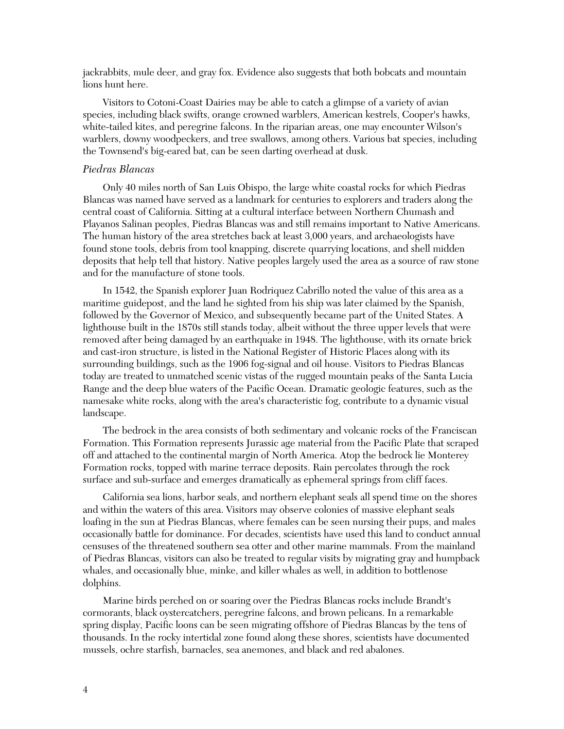jackrabbits, mule deer, and gray fox. Evidence also suggests that both bobcats and mountain lions hunt here.

Visitors to Cotoni-Coast Dairies may be able to catch a glimpse of a variety of avian species, including black swifts, orange crowned warblers, American kestrels, Cooper's hawks, white-tailed kites, and peregrine falcons. In the riparian areas, one may encounter Wilson's warblers, downy woodpeckers, and tree swallows, among others. Various bat species, including the Townsend's big-eared bat, can be seen darting overhead at dusk.

### *Piedras Blancas*

Only 40 miles north of San Luis Obispo, the large white coastal rocks for which Piedras Blancas was named have served as a landmark for centuries to explorers and traders along the central coast of California. Sitting at a cultural interface between Northern Chumash and Playanos Salinan peoples, Piedras Blancas was and still remains important to Native Americans. The human history of the area stretches back at least 3,000 years, and archaeologists have found stone tools, debris from tool knapping, discrete quarrying locations, and shell midden deposits that help tell that history. Native peoples largely used the area as a source of raw stone and for the manufacture of stone tools.

In 1542, the Spanish explorer Juan Rodriquez Cabrillo noted the value of this area as a maritime guidepost, and the land he sighted from his ship was later claimed by the Spanish, followed by the Governor of Mexico, and subsequently became part of the United States. A lighthouse built in the 1870s still stands today, albeit without the three upper levels that were removed after being damaged by an earthquake in 1948. The lighthouse, with its ornate brick and cast-iron structure, is listed in the National Register of Historic Places along with its surrounding buildings, such as the 1906 fog-signal and oil house. Visitors to Piedras Blancas today are treated to unmatched scenic vistas of the rugged mountain peaks of the Santa Lucia Range and the deep blue waters of the Pacific Ocean. Dramatic geologic features, such as the namesake white rocks, along with the area's characteristic fog, contribute to a dynamic visual landscape.

The bedrock in the area consists of both sedimentary and volcanic rocks of the Franciscan Formation. This Formation represents Jurassic age material from the Pacific Plate that scraped off and attached to the continental margin of North America. Atop the bedrock lie Monterey Formation rocks, topped with marine terrace deposits. Rain percolates through the rock surface and sub-surface and emerges dramatically as ephemeral springs from cliff faces.

California sea lions, harbor seals, and northern elephant seals all spend time on the shores and within the waters of this area. Visitors may observe colonies of massive elephant seals loafing in the sun at Piedras Blancas, where females can be seen nursing their pups, and males occasionally battle for dominance. For decades, scientists have used this land to conduct annual censuses of the threatened southern sea otter and other marine mammals. From the mainland of Piedras Blancas, visitors can also be treated to regular visits by migrating gray and humpback whales, and occasionally blue, minke, and killer whales as well, in addition to bottlenose dolphins.

Marine birds perched on or soaring over the Piedras Blancas rocks include Brandt's cormorants, black oystercatchers, peregrine falcons, and brown pelicans. In a remarkable spring display, Pacific loons can be seen migrating offshore of Piedras Blancas by the tens of thousands. In the rocky intertidal zone found along these shores, scientists have documented mussels, ochre starfish, barnacles, sea anemones, and black and red abalones.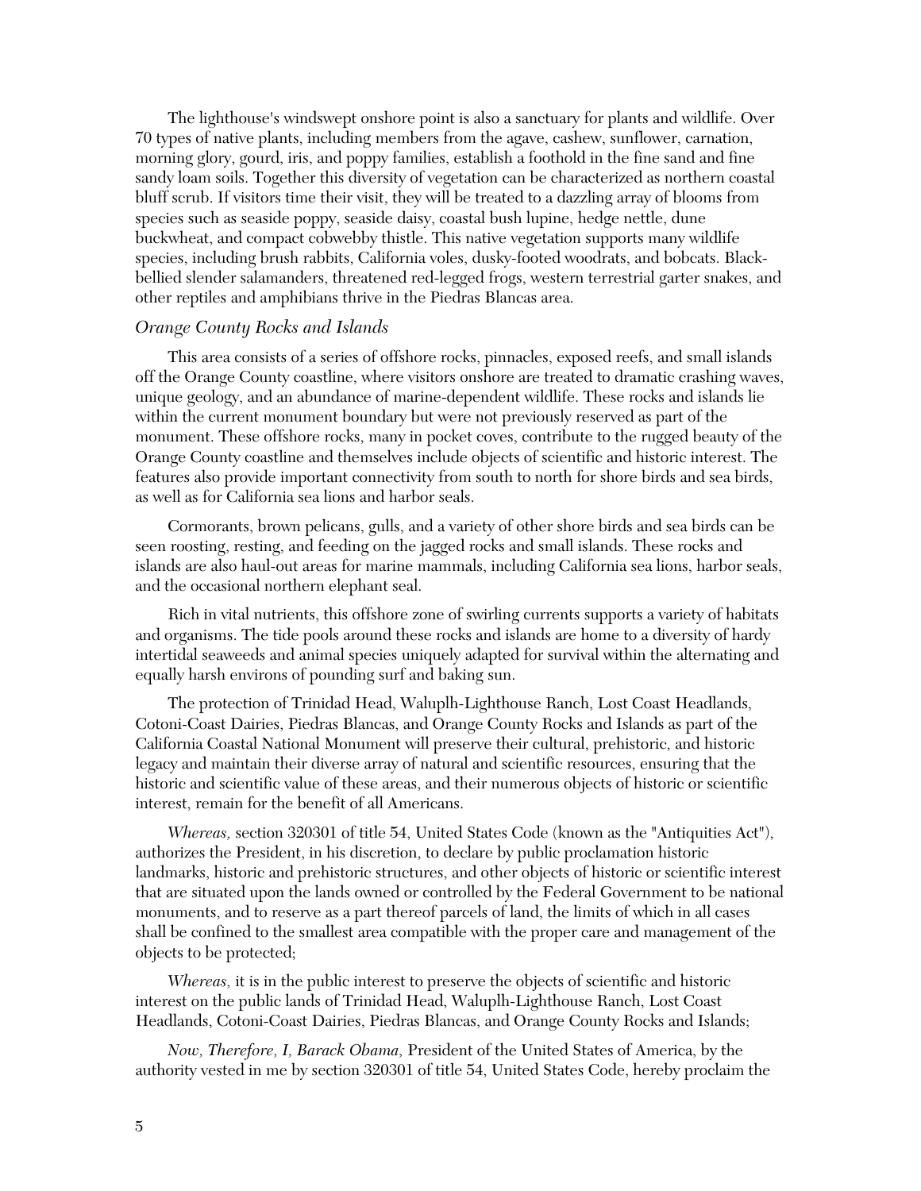The lighthouse's windswept onshore point is also a sanctuary for plants and wildlife. Over 70 types of native plants, including members from the agave, cashew, sunflower, carnation, morning glory, gourd, iris, and poppy families, establish a foothold in the fine sand and fine sandy loam soils. Together this diversity of vegetation can be characterized as northern coastal bluff scrub. If visitors time their visit, they will be treated to a dazzling array of blooms from species such as seaside poppy, seaside daisy, coastal bush lupine, hedge nettle, dune buckwheat, and compact cobwebby thistle. This native vegetation supports many wildlife species, including brush rabbits, California voles, dusky-footed woodrats, and bobcats. Black-bellied slender salamanders, threatened red-legged frogs, western terrestrial garter snakes, and other reptiles and amphibians thrive in the Piedras Blancas area.

*Orange County Rocks and Islands*

This area consists of a series of offshore rocks, pinnacles, exposed reefs, and small islands off the Orange County coastline, where visitors onshore are treated to dramatic crashing waves, unique geology, and an abundance of marine-dependent wildlife. These rocks and islands lie within the current monument boundary but were not previously reserved as part of the monument. These offshore rocks, many in pocket coves, contribute to the rugged beauty of the Orange County coastline and themselves include objects of scientific and historic interest. The features also provide important connectivity from south to north for shore birds and sea birds, as well as for California sea lions and harbor seals.

Cormorants, brown pelicans, gulls, and a variety of other shore birds and sea birds can be seen roosting, resting, and feeding on the jagged rocks and small islands. These rocks and islands are also haul-out areas for marine mammals, including California sea lions, harbor seals, and the occasional northern elephant seal.

Rich in vital nutrients, this offshore zone of swirling currents supports a variety of habitats and organisms. The tide pools around these rocks and islands are home to a diversity of hardy intertidal seaweeds and animal species uniquely adapted for survival within the alternating and equally harsh environs of pounding surf and baking sun.

The protection of Trinidad Head, Waluplh-Lighthouse Ranch, Lost Coast Headlands, Cotoni-Coast Dairies, Piedras Blancas, and Orange County Rocks and Islands as part of the California Coastal National Monument will preserve their cultural, prehistoric, and historic legacy and maintain their diverse array of natural and scientific resources, ensuring that the historic and scientific value of these areas, and their numerous objects of historic or scientific interest, remain for the benefit of all Americans.

*Whereas,* section 320301 of title 54, United States Code (known as the "Antiquities Act"), authorizes the President, in his discretion, to declare by public proclamation historic landmarks, historic and prehistoric structures, and other objects of historic or scientific interest that are situated upon the lands owned or controlled by the Federal Government to be national monuments, and to reserve as a part thereof parcels of land, the limits of which in all cases shall be confined to the smallest area compatible with the proper care and management of the objects to be protected;

*Whereas,* it is in the public interest to preserve the objects of scientific and historic interest on the public lands of Trinidad Head, Waluplh-Lighthouse Ranch, Lost Coast Headlands, Cotoni-Coast Dairies, Piedras Blancas, and Orange County Rocks and Islands;

*Now, Therefore, I, Barack Obama,* President of the United States of America, by the authority vested in me by section 320301 of title 54, United States Code, hereby proclaim the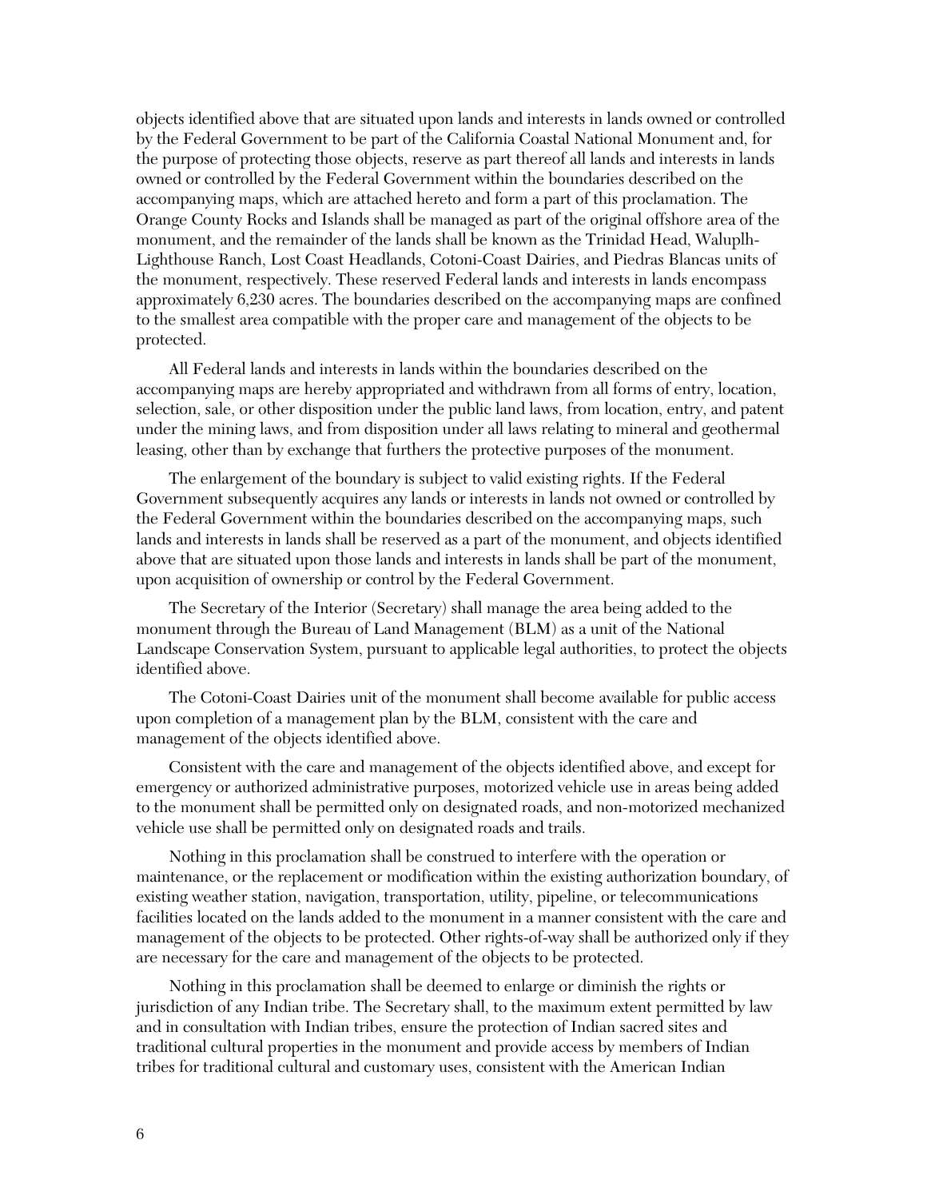objects identified above that are situated upon lands and interests in lands owned or controlled by the Federal Government to be part of the California Coastal National Monument and, for the purpose of protecting those objects, reserve as part thereof all lands and interests in lands owned or controlled by the Federal Government within the boundaries described on the accompanying maps, which are attached hereto and form a part of this proclamation. The Orange County Rocks and Islands shall be managed as part of the original offshore area of the monument, and the remainder of the lands shall be known as the Trinidad Head, Waluplh-Lighthouse Ranch, Lost Coast Headlands, Cotoni-Coast Dairies, and Piedras Blancas units of the monument, respectively. These reserved Federal lands and interests in lands encompass approximately 6,230 acres. The boundaries described on the accompanying maps are confined to the smallest area compatible with the proper care and management of the objects to be protected.

All Federal lands and interests in lands within the boundaries described on the accompanying maps are hereby appropriated and withdrawn from all forms of entry, location, selection, sale, or other disposition under the public land laws, from location, entry, and patent under the mining laws, and from disposition under all laws relating to mineral and geothermal leasing, other than by exchange that furthers the protective purposes of the monument.

The enlargement of the boundary is subject to valid existing rights. If the Federal Government subsequently acquires any lands or interests in lands not owned or controlled by the Federal Government within the boundaries described on the accompanying maps, such lands and interests in lands shall be reserved as a part of the monument, and objects identified above that are situated upon those lands and interests in lands shall be part of the monument, upon acquisition of ownership or control by the Federal Government.

The Secretary of the Interior (Secretary) shall manage the area being added to the monument through the Bureau of Land Management (BLM) as a unit of the National Landscape Conservation System, pursuant to applicable legal authorities, to protect the objects identified above.

The Cotoni-Coast Dairies unit of the monument shall become available for public access upon completion of a management plan by the BLM, consistent with the care and management of the objects identified above.

Consistent with the care and management of the objects identified above, and except for emergency or authorized administrative purposes, motorized vehicle use in areas being added to the monument shall be permitted only on designated roads, and non-motorized mechanized vehicle use shall be permitted only on designated roads and trails.

Nothing in this proclamation shall be construed to interfere with the operation or maintenance, or the replacement or modification within the existing authorization boundary, of existing weather station, navigation, transportation, utility, pipeline, or telecommunications facilities located on the lands added to the monument in a manner consistent with the care and management of the objects to be protected. Other rights-of-way shall be authorized only if they are necessary for the care and management of the objects to be protected.

Nothing in this proclamation shall be deemed to enlarge or diminish the rights or jurisdiction of any Indian tribe. The Secretary shall, to the maximum extent permitted by law and in consultation with Indian tribes, ensure the protection of Indian sacred sites and traditional cultural properties in the monument and provide access by members of Indian tribes for traditional cultural and customary uses, consistent with the American Indian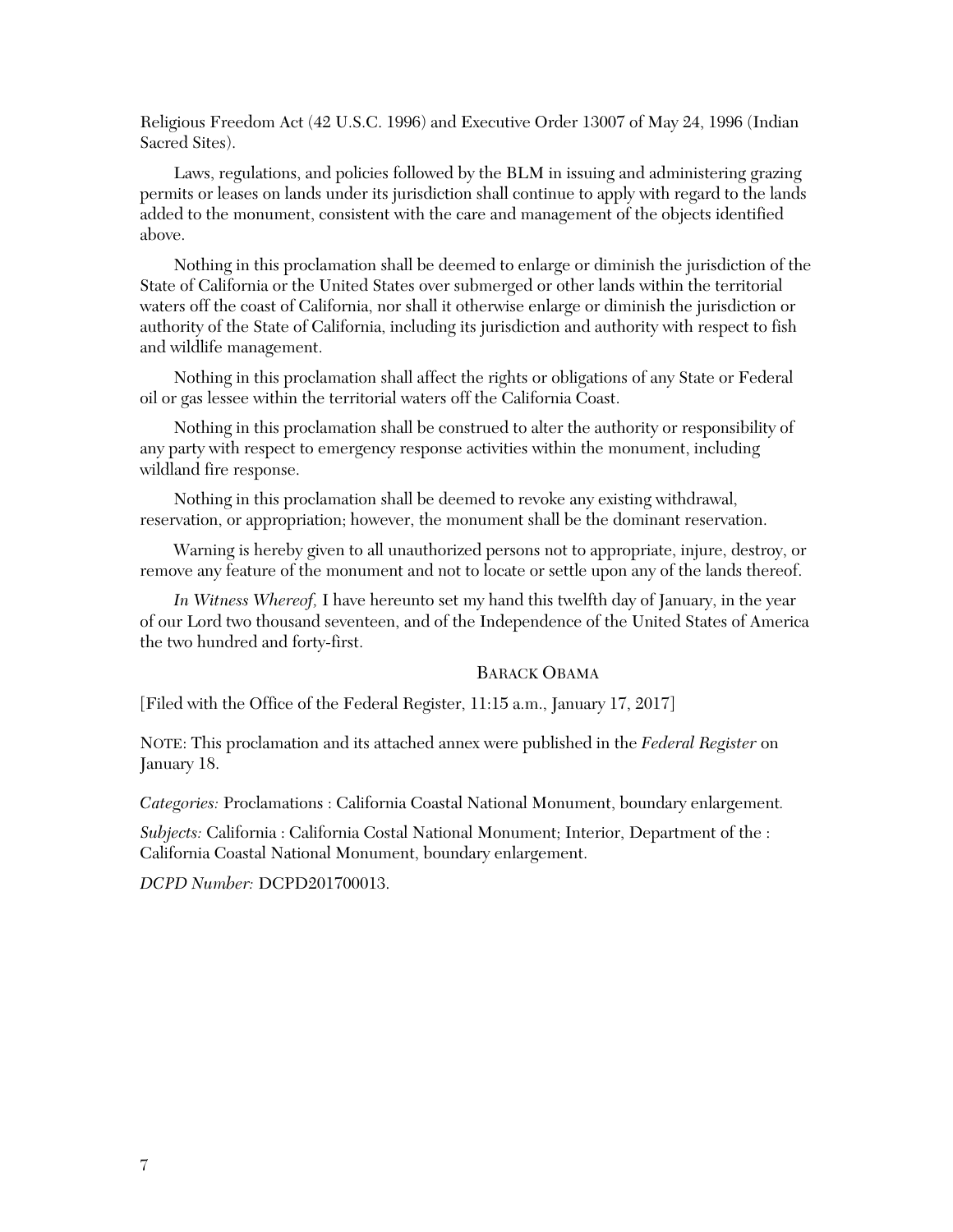Religious Freedom Act (42 U.S.C. 1996) and Executive Order 13007 of May 24, 1996 (Indian Sacred Sites).

Laws, regulations, and policies followed by the BLM in issuing and administering grazing permits or leases on lands under its jurisdiction shall continue to apply with regard to the lands added to the monument, consistent with the care and management of the objects identified above.

Nothing in this proclamation shall be deemed to enlarge or diminish the jurisdiction of the State of California or the United States over submerged or other lands within the territorial waters off the coast of California, nor shall it otherwise enlarge or diminish the jurisdiction or authority of the State of California, including its jurisdiction and authority with respect to fish and wildlife management.

Nothing in this proclamation shall affect the rights or obligations of any State or Federal oil or gas lessee within the territorial waters off the California Coast.

Nothing in this proclamation shall be construed to alter the authority or responsibility of any party with respect to emergency response activities within the monument, including wildland fire response.

Nothing in this proclamation shall be deemed to revoke any existing withdrawal, reservation, or appropriation; however, the monument shall be the dominant reservation.

Warning is hereby given to all unauthorized persons not to appropriate, injure, destroy, or remove any feature of the monument and not to locate or settle upon any of the lands thereof.

*In Witness Whereof,* I have hereunto set my hand this twelfth day of January, in the year of our Lord two thousand seventeen, and of the Independence of the United States of America the two hundred and forty-first.

BARACK OBAMA

[Filed with the Office of the Federal Register, 11:15 a.m., January 17, 2017]

NOTE: This proclamation and its attached annex were published in the *Federal Register* on January 18.

*Categories:* Proclamations : California Coastal National Monument, boundary enlargement.

*Subjects:* California : California Costal National Monument; Interior, Department of the : California Coastal National Monument, boundary enlargement.

*DCPD Number:* DCPD201700013.